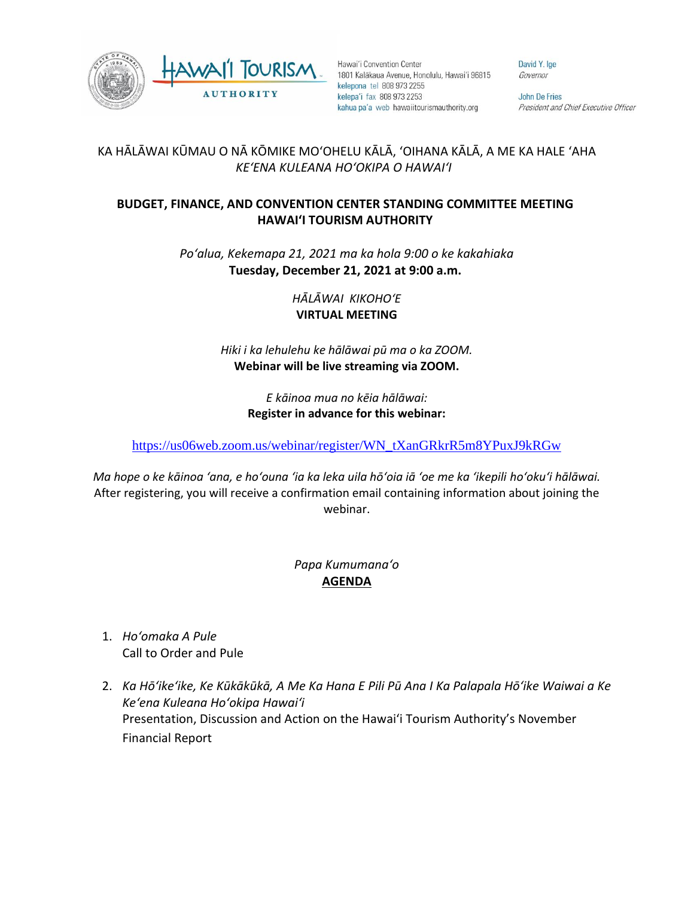Hawaiʻi Convention Center
1801 Kalākaua Avenue, Honolulu, Hawaiʻi 96815
kelepona tel 808 973 2255
kelepaʻi fax 808 973 2253
kahua paʻa web hawaiitourismauthority.org

David Y. Ige
*Governor*

John De Fries
*President and Chief Executive Officer*

KA HĀLĀWAI KŪMAU O NĀ KŌMIKE MOʻOHELU KĀLĀ, ʻOIHANA KĀLĀ, A ME KA HALE ʻAHA
*KEʻENA KULEANA HOʻOKIPA O HAWAIʻI*

**BUDGET, FINANCE, AND CONVENTION CENTER STANDING COMMITTEE MEETING**
**HAWAIʻI TOURISM AUTHORITY**

*Poʻalua, Kekemapa 21, 2021 ma ka hola 9:00 o ke kakahiaka*
**Tuesday, December 21, 2021 at 9:00 a.m.**

*HĀLĀWAI KIKOHOʻE*
**VIRTUAL MEETING**

*Hiki i ka lehulehu ke hālāwai pū ma o ka ZOOM.*
**Webinar will be live streaming via ZOOM.**

*E kāinoa mua no kēia hālāwai:*
**Register in advance for this webinar:**

https://us06web.zoom.us/webinar/register/WN_tXanGRkrR5m8YPuxJ9kRGw

*Ma hope o ke kāinoa ʻana, e hoʻouna ʻia ka leka uila hōʻoia iā ʻoe me ka ʻikepili hoʻokuʻi hālāwai.*
After registering, you will receive a confirmation email containing information about joining the webinar.

*Papa Kumumanaʻo*
**AGENDA**

1. *Hoʻomaka A Pule*
   Call to Order and Pule

2. *Ka Hōʻikeʻike, Ke Kūkākūkā, A Me Ka Hana E Pili Pū Ana I Ka Palapala Hōʻike Waiwai a Ke Keʻena Kuleana Hoʻokipa Hawaiʻi*
   Presentation, Discussion and Action on the Hawaiʻi Tourism Authority's November Financial Report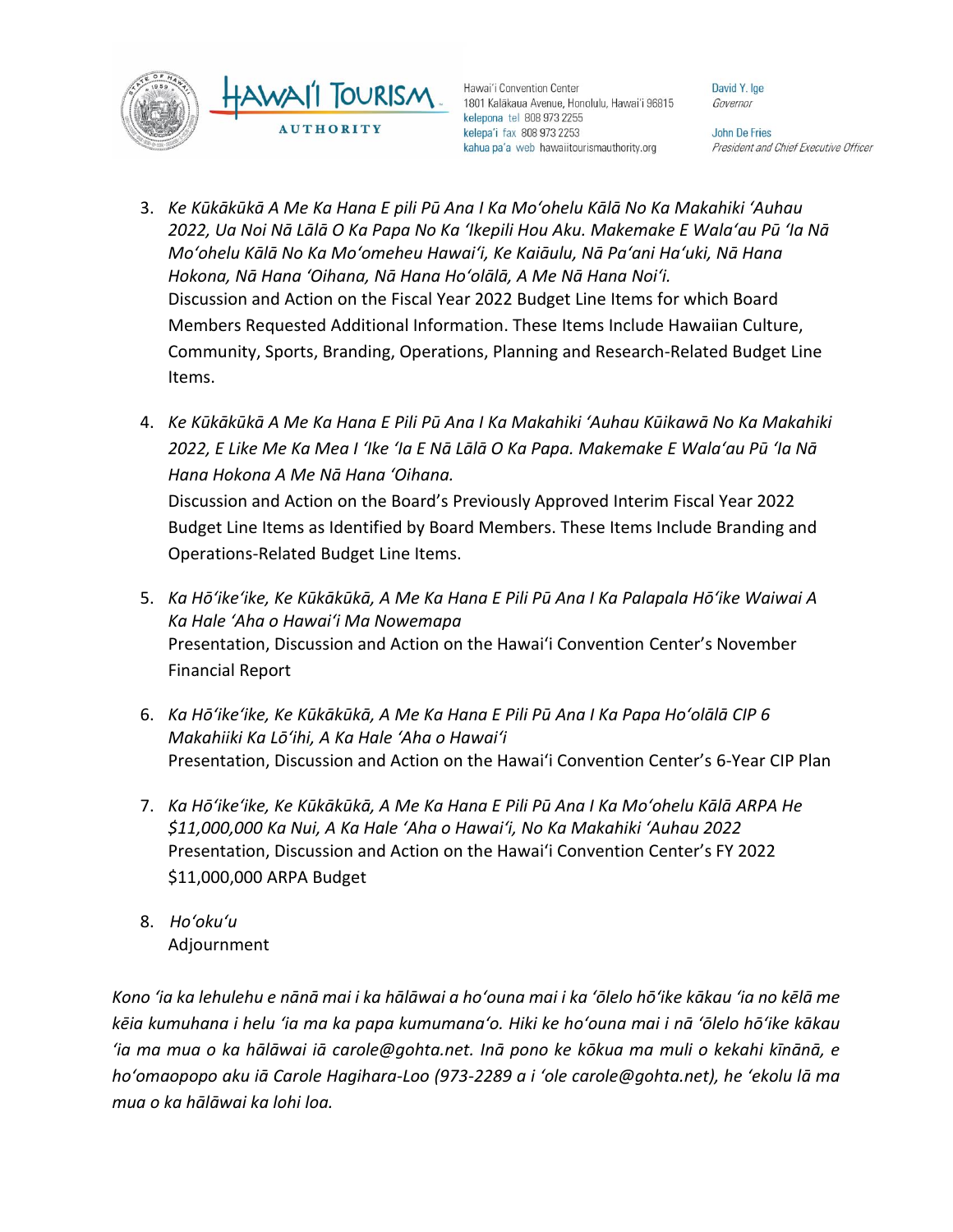3. *Ke Kūkākūkā A Me Ka Hana E pili Pū Ana I Ka Moʻohelu Kālā No Ka Makahiki ʻAuhau 2022, Ua Noi Nā Lālā O Ka Papa No Ka ʻIkepili Hou Aku. Makemake E Walaʻau Pū ʻIa Nā Moʻohelu Kālā No Ka Moʻomeheu Hawaiʻi, Ke Kaiāulu, Nā Paʻani Haʻuki, Nā Hana Hokona, Nā Hana ʻOihana, Nā Hana Hoʻolālā, A Me Nā Hana Noiʻi.*
   Discussion and Action on the Fiscal Year 2022 Budget Line Items for which Board Members Requested Additional Information. These Items Include Hawaiian Culture, Community, Sports, Branding, Operations, Planning and Research-Related Budget Line Items.

4. *Ke Kūkākūkā A Me Ka Hana E Pili Pū Ana I Ka Makahiki ʻAuhau Kūikawā No Ka Makahiki 2022, E Like Me Ka Mea I ʻIke ʻIa E Nā Lālā O Ka Papa. Makemake E Walaʻau Pū ʻIa Nā Hana Hokona A Me Nā Hana ʻOihana.*
   Discussion and Action on the Board's Previously Approved Interim Fiscal Year 2022 Budget Line Items as Identified by Board Members. These Items Include Branding and Operations-Related Budget Line Items.

5. *Ka Hōʻikeʻike, Ke Kūkākūkā, A Me Ka Hana E Pili Pū Ana I Ka Palapala Hōʻike Waiwai A Ka Hale ʻAha o Hawaiʻi Ma Nowemapa*
   Presentation, Discussion and Action on the Hawaiʻi Convention Center's November Financial Report

6. *Ka Hōʻikeʻike, Ke Kūkākūkā, A Me Ka Hana E Pili Pū Ana I Ka Papa Hoʻolālā CIP 6 Makahiiki Ka Lōʻihi, A Ka Hale ʻAha o Hawaiʻi*
   Presentation, Discussion and Action on the Hawaiʻi Convention Center's 6-Year CIP Plan

7. *Ka Hōʻikeʻike, Ke Kūkākūkā, A Me Ka Hana E Pili Pū Ana I Ka Moʻohelu Kālā ARPA He $11,000,000 Ka Nui, A Ka Hale ʻAha o Hawaiʻi, No Ka Makahiki ʻAuhau 2022*
   Presentation, Discussion and Action on the Hawaiʻi Convention Center's FY 2022 $11,000,000 ARPA Budget

8. *Hoʻokuʻu*
   Adjournment

*Kono ʻia ka lehulehu e nānā mai i ka hālāwai a hoʻouna mai i ka ʻōlelo hōʻike kākau ʻia no kēlā me kēia kumuhana i helu ʻia ma ka papa kumumanaʻo. Hiki ke hoʻouna mai i nā ʻōlelo hōʻike kākau ʻia ma mua o ka hālāwai iā carole@gohta.net. Inā pono ke kōkua ma muli o kekahi kīnānā, e hoʻomaopopo aku iā Carole Hagihara-Loo (973-2289 a i ʻole carole@gohta.net), he ʻekolu lā ma mua o ka hālāwai ka lohi loa.*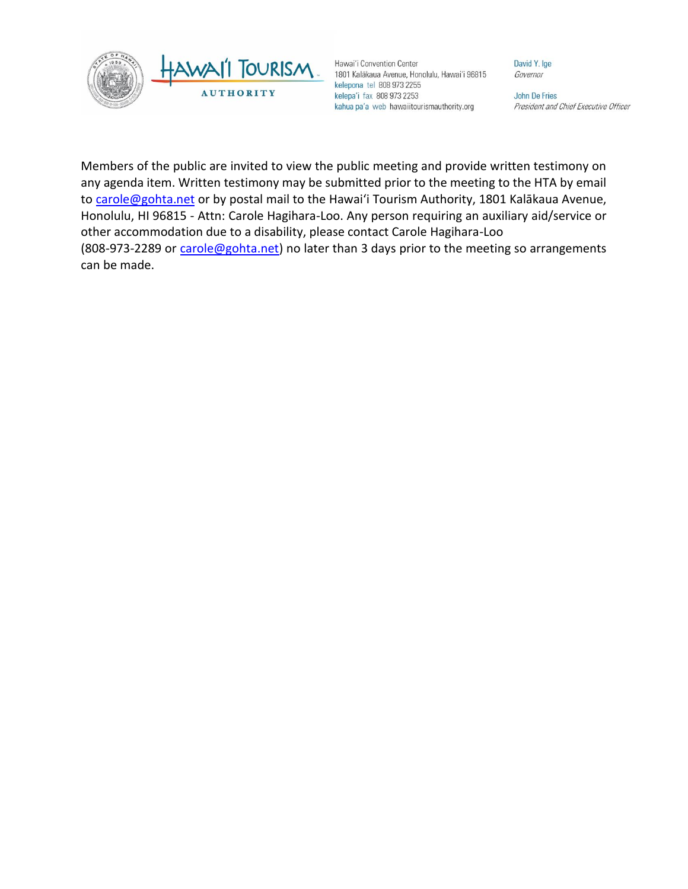Members of the public are invited to view the public meeting and provide written testimony on any agenda item. Written testimony may be submitted prior to the meeting to the HTA by email to carole@gohta.net or by postal mail to the Hawai'i Tourism Authority, 1801 Kalākaua Avenue, Honolulu, HI 96815 - Attn: Carole Hagihara-Loo. Any person requiring an auxiliary aid/service or other accommodation due to a disability, please contact Carole Hagihara-Loo (808-973-2289 or carole@gohta.net) no later than 3 days prior to the meeting so arrangements can be made.